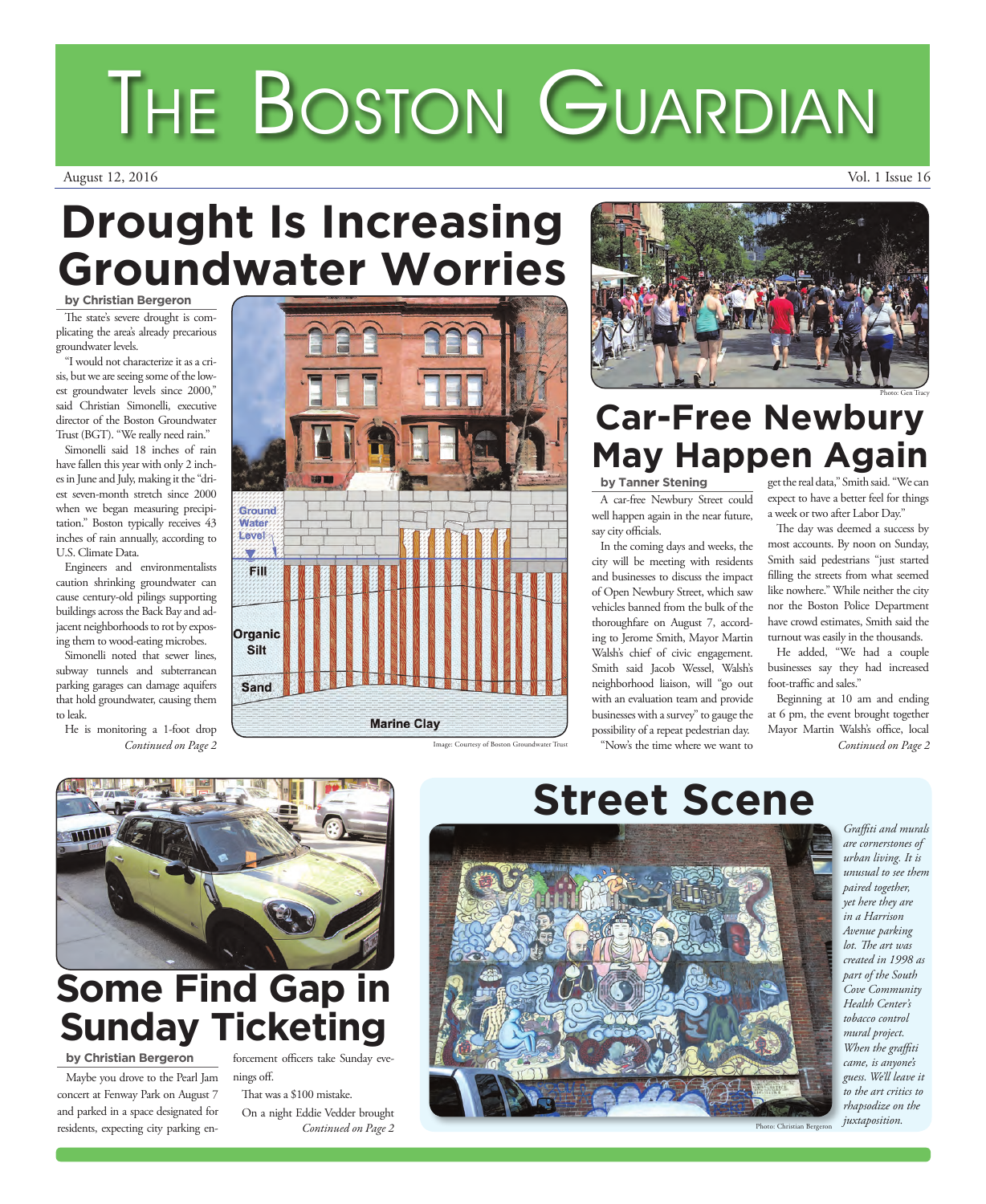# The Boston Guardian

August 12, 2016

## Drought Is Increasing Groundwater Worries

**by Christian Bergeron**

The state's severe drought is complicating the area's already precarious groundwater levels.

"I would not characterize it as a crisis, but we are seeing some of the lowest groundwater levels since 2000," said Christian Simonelli, executive director of the Boston Groundwater Trust (BGT). "We really need rain."

Simonelli said 18 inches of rain have fallen this year with only 2 inches in June and July, making it the "driest seven-month stretch since 2000 when we began measuring precipitation." Boston typically receives 43 inches of rain annually, according to U.S. Climate Data.

Engineers and environmentalists caution shrinking groundwater can cause century-old pilings supporting buildings across the Back Bay and adjacent neighborhoods to rot by exposing them to wood-eating microbes.

Simonelli noted that sewer lines, subway tunnels and subterranean parking garages can damage aquifers that hold groundwater, causing them to leak.

He is monitoring a 1-foot drop

*Continued on Page 2*

Ground Water Level

Fill

Organic Silt

Sand

Marine Clay

Image: Courtesy of Boston Groundwater Trust

Photo: Gen Tracy

## Car-Free Newbury May Happen Again

**by Tanner Stening**

A car-free Newbury Street could well happen again in the near future, say city officials.

In the coming days and weeks, the city will be meeting with residents and businesses to discuss the impact of Open Newbury Street, which saw vehicles banned from the bulk of the thoroughfare on August 7, according to Jerome Smith, Mayor Martin Walsh's chief of civic engagement. Smith said Jacob Wessel, Walsh's neighborhood liaison, will "go out with an evaluation team and provide businesses with a survey" to gauge the possibility of a repeat pedestrian day.

"Now's the time where we want to get the real data," Smith said. "We can expect to have a better feel for things a week or two after Labor Day."

The day was deemed a success by most accounts. By noon on Sunday, Smith said pedestrians "just started filling the streets from what seemed like nowhere." While neither the city nor the Boston Police Department have crowd estimates, Smith said the turnout was easily in the thousands.

He added, "We had a couple businesses say they had increased foot-traffic and sales."

Beginning at 10 am and ending at 6 pm, the event brought together Mayor Martin Walsh's office, local

*Continued on Page 2*

## Some Find Gap in Sunday Ticketing

**by Christian Bergeron**

Maybe you drove to the Pearl Jam concert at Fenway Park on August 7 and parked in a space designated for residents, expecting city parking enforcement officers take Sunday evenings off.

That was a $100 mistake.

On a night Eddie Vedder brought

*Continued on Page 2*

## Street Scene

*Graffiti and murals are cornerstones of urban living. It is unusual to see them paired together, yet here they are in a Harrison Avenue parking lot. The art was created in 1998 as part of the South Cove Community Health Center's tobacco control mural project. When the graffiti came, is anyone's guess. We'll leave it to the art critics to rhapsodize on the juxtaposition.*

Photo: Christian Bergeron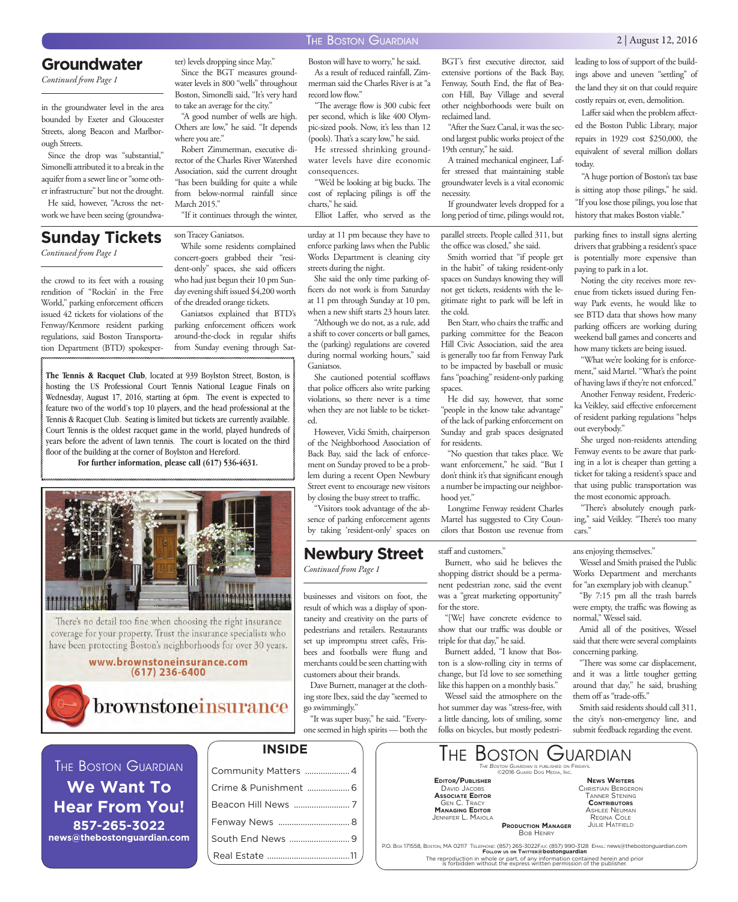## Groundwater

*Continued from Page 1*

in the groundwater level in the area bounded by Exeter and Gloucester Streets, along Beacon and Marlborough Streets.

Since the drop was "substantial," Simonelli attributed it to a break in the aquifer from a sewer line or "some other infrastructure" but not the drought.

He said, however, "Across the network we have been seeing (groundwater) levels dropping since May."

Since the BGT measures groundwater levels in 800 "wells" throughout Boston, Simonelli said, "It's very hard to take an average for the city."

"A good number of wells are high. Others are low," he said. "It depends where you are."

Robert Zimmerman, executive director of the Charles River Watershed Association, said the current drought "has been building for quite a while from below-normal rainfall since March 2015."

"If it continues through the winter, Boston will have to worry," he said.

As a result of reduced rainfall, Zimmerman said the Charles River is at "a record low flow."

"The average flow is 300 cubic feet per second, which is like 400 Olympic-sized pools. Now, it's less than 12 (pools). That's a scary low," he said.

He stressed shrinking groundwater levels have dire economic consequences.

"We'd be looking at big bucks. The cost of replacing pilings is off the charts," he said.

Elliot Laffer, who served as the BGT's first executive director, said extensive portions of the Back Bay, Fenway, South End, the flat of Beacon Hill, Bay Village and several other neighborhoods were built on reclaimed land.

"After the Suez Canal, it was the second largest public works project of the 19th century," he said.

A trained mechanical engineer, Laffer stressed that maintaining stable groundwater levels is a vital economic necessity.

If groundwater levels dropped for a long period of time, pilings would rot, leading to loss of support of the buildings above and uneven "settling" of the land they sit on that could require costly repairs or, even, demolition.

Laffer said when the problem affected the Boston Public Library, major repairs in 1929 cost $250,000, the equivalent of several million dollars today.

"A huge portion of Boston's tax base is sitting atop those pilings," he said. "If you lose those pilings, you lose that history that makes Boston viable."

## Sunday Tickets

*Continued from Page 1*

the crowd to its feet with a rousing rendition of "Rockin' in the Free World," parking enforcement officers issued 42 tickets for violations of the Fenway/Kenmore resident parking regulations, said Boston Transportation Department (BTD) spokesperson Tracey Ganiatsos.

While some residents complained concert-goers grabbed their "resident-only" spaces, she said officers who had just begun their 10 pm Sunday evening shift issued $4,200 worth of the dreaded orange tickets.

Ganiatsos explained that BTD's parking enforcement officers work around-the-clock in regular shifts from Sunday evening through Saturday at 11 pm because they have to enforce parking laws when the Public Works Department is cleaning city streets during the night.

She said the only time parking officers do not work is from Saturday at 11 pm through Sunday at 10 pm, when a new shift starts 23 hours later.

"Although we do not, as a rule, add a shift to cover concerts or ball games, the (parking) regulations are covered during normal working hours," said Ganiatsos.

She cautioned potential scofflaws that police officers also write parking violations, so there never is a time when they are not liable to be ticketed.

However, Vicki Smith, chairperson of the Neighborhood Association of Back Bay, said the lack of enforcement on Sunday proved to be a problem during a recent Open Newbury Street event to encourage new visitors by closing the busy street to traffic.

"Visitors took advantage of the absence of parking enforcement agents by taking 'resident-only' spaces on parallel streets. People called 311, but the office was closed," she said.

Smith worried that "if people get in the habit" of taking resident-only spaces on Sundays knowing they will not get tickets, residents with the legitimate right to park will be left in the cold.

Ben Starr, who chairs the traffic and parking committee for the Beacon Hill Civic Association, said the area is generally too far from Fenway Park to be impacted by baseball or music fans "poaching" resident-only parking spaces.

He did say, however, that some "people in the know take advantage" of the lack of parking enforcement on Sunday and grab spaces designated for residents.

"No question that takes place. We want enforcement," he said. "But I don't think it's that significant enough a number be impacting our neighborhood yet."

Longtime Fenway resident Charles Martel has suggested to City Councilors that Boston use revenue from parking fines to install signs alerting drivers that grabbing a resident's space is potentially more expensive than paying to park in a lot.

Noting the city receives more revenue from tickets issued during Fenway Park events, he would like to see BTD data that shows how many parking officers are working during weekend ball games and concerts and how many tickets are being issued.

"What we're looking for is enforcement," said Martel. "What's the point of having laws if they're not enforced."

Another Fenway resident, Fredericka Veikley, said effective enforcement of resident parking regulations "helps out everybody."

She urged non-residents attending Fenway events to be aware that parking in a lot is cheaper than getting a ticket for taking a resident's space and that using public transportation was the most economic approach.

"There's absolutely enough parking," said Veikley. "There's too many cars."

**The Tennis & Racquet Club**, located at 939 Boylston Street, Boston, is hosting the US Professional Court Tennis National League Finals on Wednesday, August 17, 2016, starting at 6pm. The event is expected to feature two of the world's top 10 players, and the head professional at the Tennis & Racquet Club. Seating is limited but tickets are currently available. Court Tennis is the oldest racquet game in the world, played hundreds of years before the advent of lawn tennis. The court is located on the third floor of the building at the corner of Boylston and Hereford.

**For further information, please call (617) 536-4631.**

There's no detail too fine when choosing the right insurance coverage for your property. Trust the insurance specialists who have been protecting Boston's neighborhoods for over 30 years.

**www.brownstoneinsurance.com**
**(617) 236-6400**

brownstoneinsurance

## Newbury Street

*Continued from Page 1*

businesses and visitors on foot, the result of which was a display of spontaneity and creativity on the parts of pedestrians and retailers. Restaurants set up impromptu street cafés, Frisbees and footballs were flung and merchants could be seen chatting with customers about their brands.

Dave Burnett, manager at the clothing store Ibex, said the day "seemed to go swimmingly."

"It was super busy," he said. "Everyone seemed in high spirits — both the staff and customers."

Burnett, who said he believes the shopping district should be a permanent pedestrian zone, said the event was a "great marketing opportunity" for the store.

"[We] have concrete evidence to show that our traffic was double or triple for that day," he said.

Burnett added, "I know that Boston is a slow-rolling city in terms of change, but I'd love to see something like this happen on a monthly basis."

Wessel said the atmosphere on the hot summer day was "stress-free, with a little dancing, lots of smiling, some folks on bicycles, but mostly pedestrians enjoying themselves."

Wessel and Smith praised the Public Works Department and merchants for "an exemplary job with cleanup."

"By 7:15 pm all the trash barrels were empty, the traffic was flowing as normal," Wessel said.

Amid all of the positives, Wessel said that there were several complaints concerning parking.

"There was some car displacement, and it was a little tougher getting around that day," he said, brushing them off as "trade-offs."

Smith said residents should call 311, the city's non-emergency line, and submit feedback regarding the event.

The Boston Guardian

**We Want To Hear From You!**

**857-265-3022**

**news@thebostonguardian.com**

**INSIDE**

- Community Matters .... 4
- Crime & Punishment .... 6
- Beacon Hill News .... 7
- Fenway News .... 8
- South End News .... 9
- Real Estate .... 11

# The Boston Guardian

The Boston Guardian is published on Fridays.
©2016 Guard Dog Media, Inc.

**Editor/Publisher**
David Jacobs
**Associate Editor**
Gen C. Tracy
**Managing Editor**
Jennifer L. Maiola

**Production Manager**
Bob Henry

**News Writers**
Christian Bergeron
Tanner Stening
**Contributors**
Ashlee Neuman
Regina Cole
Julie Hatfield

P.O. Box 171558, Boston, MA 02117 Telephone: (857) 265-3022 Fax: (857) 990-3128 Email: news@thebostonguardian.com
**Follow us on Twitter@bostonguardian**
The reproduction in whole or part, of any information contained herein and prior is forbidden without the express written permission of the publisher.